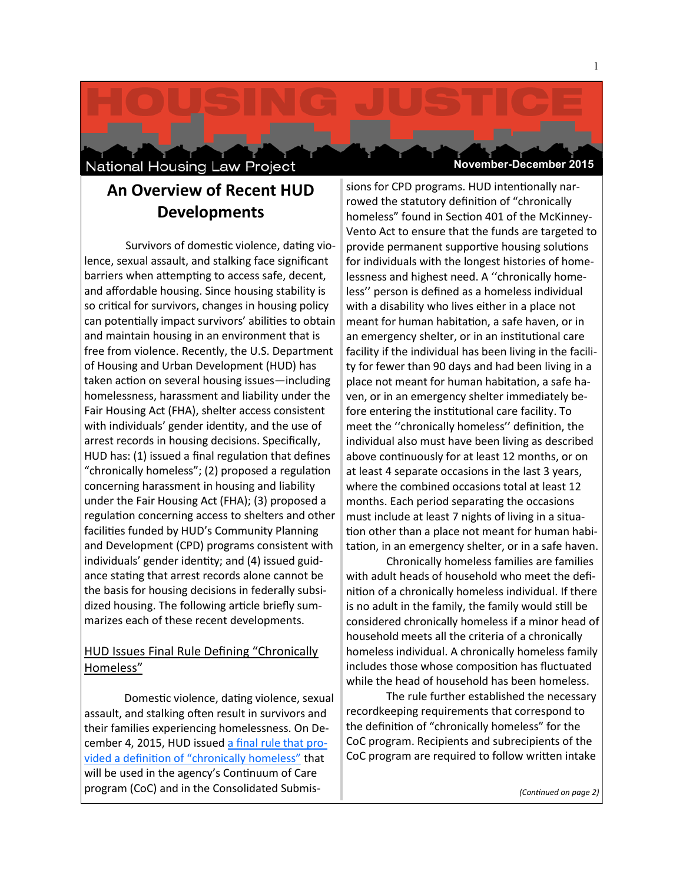# HOUSING JUSTICE

National Housing Law Project

November-December 2015

## An Overview of Recent HUD Developments

Survivors of domestic violence, dating violence, sexual assault, and stalking face significant barriers when attempting to access safe, decent, and affordable housing. Since housing stability is so critical for survivors, changes in housing policy can potentially impact survivors' abilities to obtain and maintain housing in an environment that is free from violence. Recently, the U.S. Department of Housing and Urban Development (HUD) has taken action on several housing issues—including homelessness, harassment and liability under the Fair Housing Act (FHA), shelter access consistent with individuals' gender identity, and the use of arrest records in housing decisions. Specifically, HUD has: (1) issued a final regulation that defines "chronically homeless"; (2) proposed a regulation concerning harassment in housing and liability under the Fair Housing Act (FHA); (3) proposed a regulation concerning access to shelters and other facilities funded by HUD's Community Planning and Development (CPD) programs consistent with individuals' gender identity; and (4) issued guidance stating that arrest records alone cannot be the basis for housing decisions in federally subsidized housing. The following article briefly summarizes each of these recent developments.

### HUD Issues Final Rule Defining "Chronically Homeless"

Domestic violence, dating violence, sexual assault, and stalking often result in survivors and their families experiencing homelessness. On December 4, 2015, HUD issued [a final rule that provided a definition of "chronically homeless"](#) that will be used in the agency's Continuum of Care program (CoC) and in the Consolidated Submissions for CPD programs. HUD intentionally narrowed the statutory definition of "chronically homeless" found in Section 401 of the McKinney-Vento Act to ensure that the funds are targeted to provide permanent supportive housing solutions for individuals with the longest histories of homelessness and highest need. A ''chronically homeless'' person is defined as a homeless individual with a disability who lives either in a place not meant for human habitation, a safe haven, or in an emergency shelter, or in an institutional care facility if the individual has been living in the facility for fewer than 90 days and had been living in a place not meant for human habitation, a safe haven, or in an emergency shelter immediately before entering the institutional care facility. To meet the ''chronically homeless'' definition, the individual also must have been living as described above continuously for at least 12 months, or on at least 4 separate occasions in the last 3 years, where the combined occasions total at least 12 months. Each period separating the occasions must include at least 7 nights of living in a situation other than a place not meant for human habitation, in an emergency shelter, or in a safe haven.

Chronically homeless families are families with adult heads of household who meet the definition of a chronically homeless individual. If there is no adult in the family, the family would still be considered chronically homeless if a minor head of household meets all the criteria of a chronically homeless individual. A chronically homeless family includes those whose composition has fluctuated while the head of household has been homeless.

The rule further established the necessary recordkeeping requirements that correspond to the definition of "chronically homeless" for the CoC program. Recipients and subrecipients of the CoC program are required to follow written intake

*(Continued on page 2)*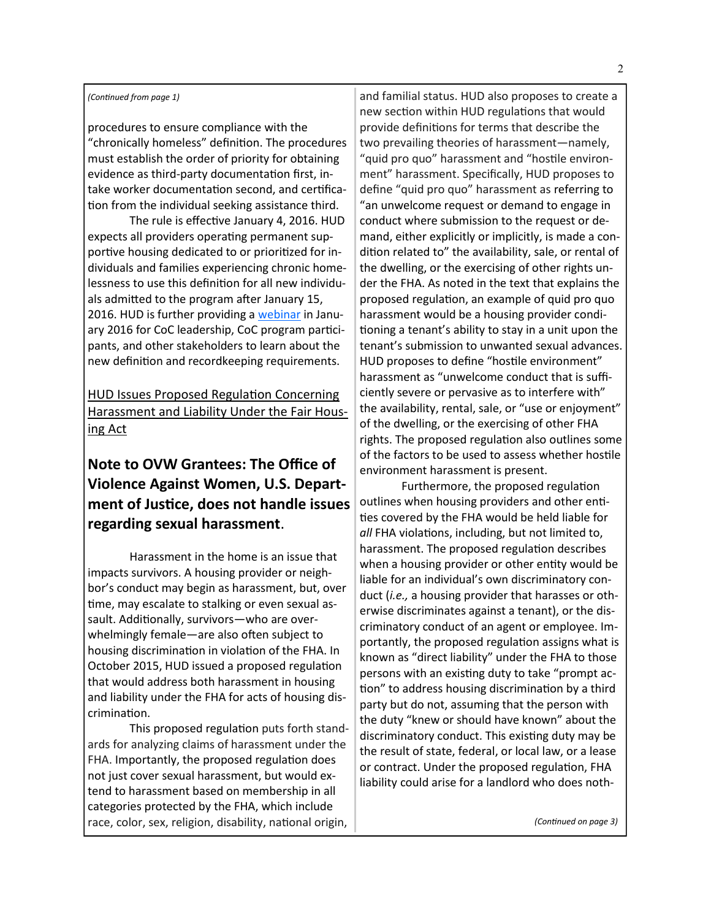*(Continued from page 1)*

procedures to ensure compliance with the "chronically homeless" definition. The procedures must establish the order of priority for obtaining evidence as third-party documentation first, intake worker documentation second, and certification from the individual seeking assistance third.

The rule is effective January 4, 2016. HUD expects all providers operating permanent supportive housing dedicated to or prioritized for individuals and families experiencing chronic homelessness to use this definition for all new individuals admitted to the program after January 15, 2016. HUD is further providing a webinar in January 2016 for CoC leadership, CoC program participants, and other stakeholders to learn about the new definition and recordkeeping requirements.

## HUD Issues Proposed Regulation Concerning Harassment and Liability Under the Fair Housing Act

### **Note to OVW Grantees: The Office of Violence Against Women, U.S. Department of Justice, does not handle issues regarding sexual harassment**.

Harassment in the home is an issue that impacts survivors. A housing provider or neighbor's conduct may begin as harassment, but, over time, may escalate to stalking or even sexual assault. Additionally, survivors—who are overwhelmingly female—are also often subject to housing discrimination in violation of the FHA. In October 2015, HUD issued a proposed regulation that would address both harassment in housing and liability under the FHA for acts of housing discrimination.

This proposed regulation puts forth standards for analyzing claims of harassment under the FHA. Importantly, the proposed regulation does not just cover sexual harassment, but would extend to harassment based on membership in all categories protected by the FHA, which include race, color, sex, religion, disability, national origin, and familial status. HUD also proposes to create a new section within HUD regulations that would provide definitions for terms that describe the two prevailing theories of harassment—namely, "quid pro quo" harassment and "hostile environment" harassment. Specifically, HUD proposes to define "quid pro quo" harassment as referring to "an unwelcome request or demand to engage in conduct where submission to the request or demand, either explicitly or implicitly, is made a condition related to" the availability, sale, or rental of the dwelling, or the exercising of other rights under the FHA. As noted in the text that explains the proposed regulation, an example of quid pro quo harassment would be a housing provider conditioning a tenant's ability to stay in a unit upon the tenant's submission to unwanted sexual advances. HUD proposes to define "hostile environment" harassment as "unwelcome conduct that is sufficiently severe or pervasive as to interfere with" the availability, rental, sale, or "use or enjoyment" of the dwelling, or the exercising of other FHA rights. The proposed regulation also outlines some of the factors to be used to assess whether hostile environment harassment is present.

Furthermore, the proposed regulation outlines when housing providers and other entities covered by the FHA would be held liable for *all* FHA violations, including, but not limited to, harassment. The proposed regulation describes when a housing provider or other entity would be liable for an individual's own discriminatory conduct (*i.e.,* a housing provider that harasses or otherwise discriminates against a tenant), or the discriminatory conduct of an agent or employee. Importantly, the proposed regulation assigns what is known as "direct liability" under the FHA to those persons with an existing duty to take "prompt action" to address housing discrimination by a third party but do not, assuming that the person with the duty "knew or should have known" about the discriminatory conduct. This existing duty may be the result of state, federal, or local law, or a lease or contract. Under the proposed regulation, FHA liability could arise for a landlord who does noth-

*(Continued on page 3)*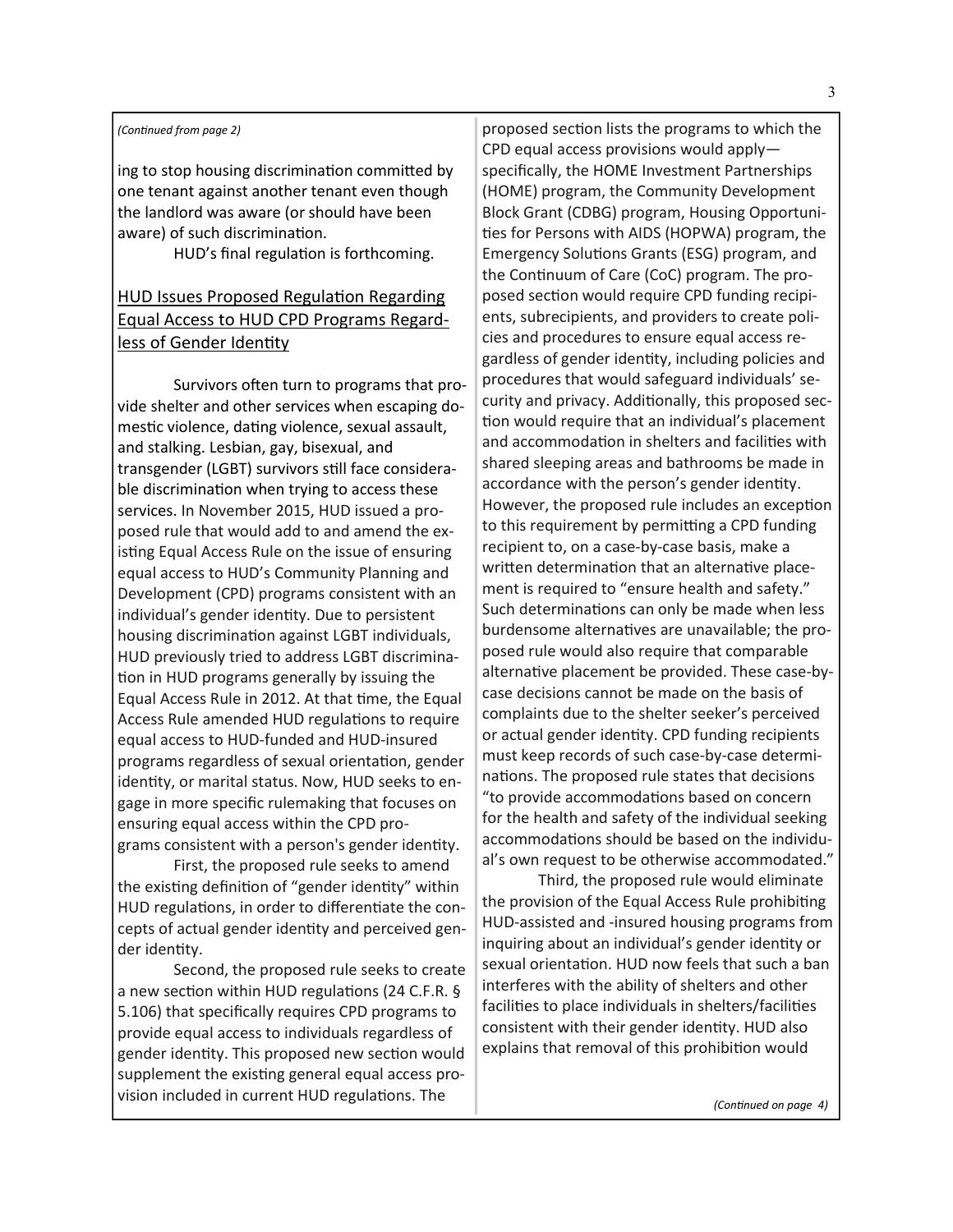*(Continued from page 2)*

ing to stop housing discrimination committed by one tenant against another tenant even though the landlord was aware (or should have been aware) of such discrimination.

HUD's final regulation is forthcoming.

## HUD Issues Proposed Regulation Regarding Equal Access to HUD CPD Programs Regardless of Gender Identity

Survivors often turn to programs that provide shelter and other services when escaping domestic violence, dating violence, sexual assault, and stalking. Lesbian, gay, bisexual, and transgender (LGBT) survivors still face considerable discrimination when trying to access these services. In November 2015, HUD issued a proposed rule that would add to and amend the existing Equal Access Rule on the issue of ensuring equal access to HUD's Community Planning and Development (CPD) programs consistent with an individual's gender identity. Due to persistent housing discrimination against LGBT individuals, HUD previously tried to address LGBT discrimination in HUD programs generally by issuing the Equal Access Rule in 2012. At that time, the Equal Access Rule amended HUD regulations to require equal access to HUD-funded and HUD-insured programs regardless of sexual orientation, gender identity, or marital status. Now, HUD seeks to engage in more specific rulemaking that focuses on ensuring equal access within the CPD programs consistent with a person's gender identity.

First, the proposed rule seeks to amend the existing definition of "gender identity" within HUD regulations, in order to differentiate the concepts of actual gender identity and perceived gender identity.

Second, the proposed rule seeks to create a new section within HUD regulations (24 C.F.R. § 5.106) that specifically requires CPD programs to provide equal access to individuals regardless of gender identity. This proposed new section would supplement the existing general equal access provision included in current HUD regulations. The proposed section lists the programs to which the CPD equal access provisions would apply—specifically, the HOME Investment Partnerships (HOME) program, the Community Development Block Grant (CDBG) program, Housing Opportunities for Persons with AIDS (HOPWA) program, the Emergency Solutions Grants (ESG) program, and the Continuum of Care (CoC) program. The proposed section would require CPD funding recipients, subrecipients, and providers to create policies and procedures to ensure equal access regardless of gender identity, including policies and procedures that would safeguard individuals' security and privacy. Additionally, this proposed section would require that an individual's placement and accommodation in shelters and facilities with shared sleeping areas and bathrooms be made in accordance with the person's gender identity. However, the proposed rule includes an exception to this requirement by permitting a CPD funding recipient to, on a case-by-case basis, make a written determination that an alternative placement is required to "ensure health and safety." Such determinations can only be made when less burdensome alternatives are unavailable; the proposed rule would also require that comparable alternative placement be provided. These case-by-case decisions cannot be made on the basis of complaints due to the shelter seeker's perceived or actual gender identity. CPD funding recipients must keep records of such case-by-case determinations. The proposed rule states that decisions "to provide accommodations based on concern for the health and safety of the individual seeking accommodations should be based on the individual's own request to be otherwise accommodated."

Third, the proposed rule would eliminate the provision of the Equal Access Rule prohibiting HUD-assisted and -insured housing programs from inquiring about an individual's gender identity or sexual orientation. HUD now feels that such a ban interferes with the ability of shelters and other facilities to place individuals in shelters/facilities consistent with their gender identity. HUD also explains that removal of this prohibition would

*(Continued on page 4)*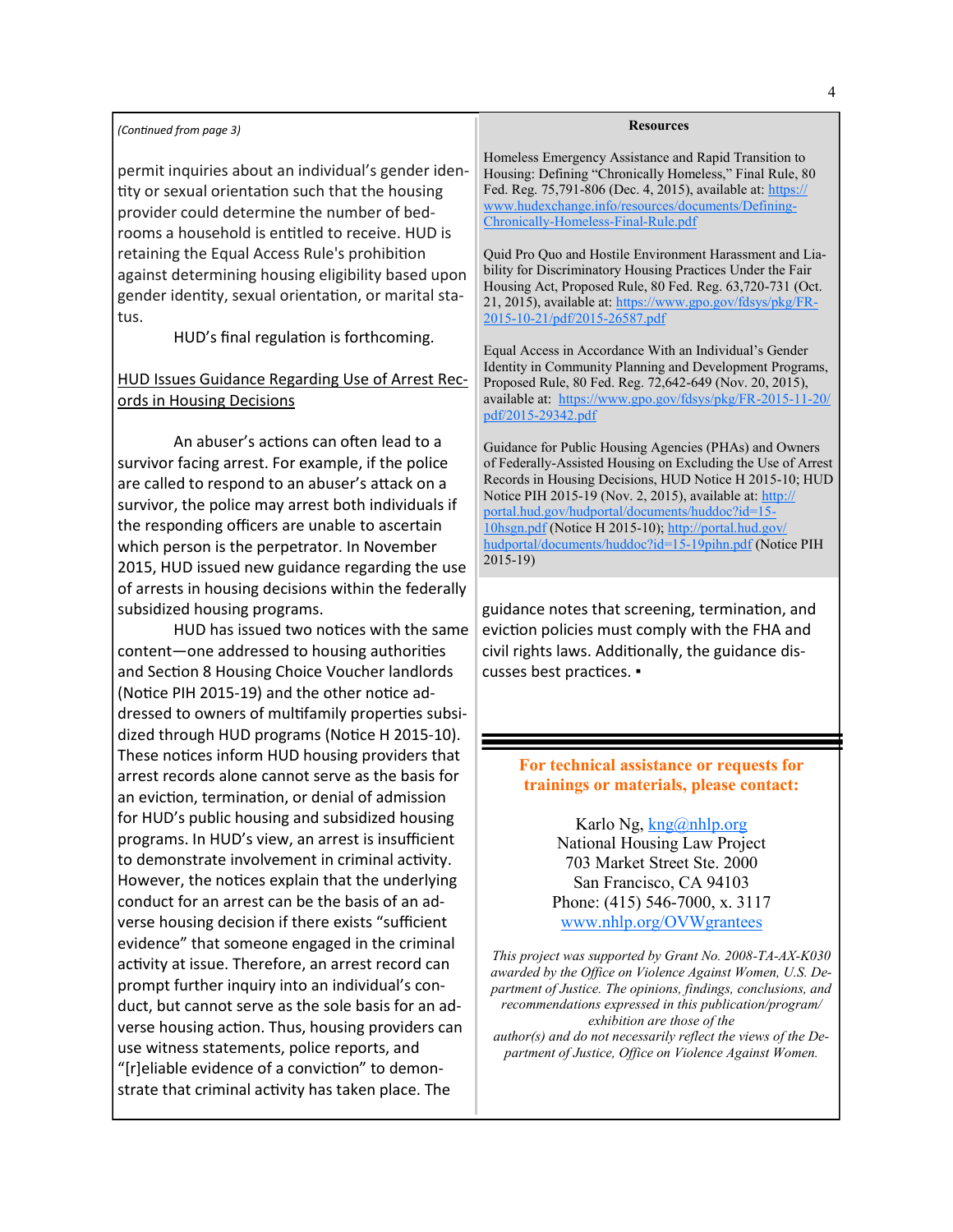*(Continued from page 3)*

permit inquiries about an individual's gender identity or sexual orientation such that the housing provider could determine the number of bedrooms a household is entitled to receive. HUD is retaining the Equal Access Rule's prohibition against determining housing eligibility based upon gender identity, sexual orientation, or marital status.

HUD's final regulation is forthcoming.

<u>HUD Issues Guidance Regarding Use of Arrest Records in Housing Decisions</u>

An abuser's actions can often lead to a survivor facing arrest. For example, if the police are called to respond to an abuser's attack on a survivor, the police may arrest both individuals if the responding officers are unable to ascertain which person is the perpetrator. In November 2015, HUD issued new guidance regarding the use of arrests in housing decisions within the federally subsidized housing programs.

HUD has issued two notices with the same content—one addressed to housing authorities and Section 8 Housing Choice Voucher landlords (Notice PIH 2015-19) and the other notice addressed to owners of multifamily properties subsidized through HUD programs (Notice H 2015-10). These notices inform HUD housing providers that arrest records alone cannot serve as the basis for an eviction, termination, or denial of admission for HUD's public housing and subsidized housing programs. In HUD's view, an arrest is insufficient to demonstrate involvement in criminal activity. However, the notices explain that the underlying conduct for an arrest can be the basis of an adverse housing decision if there exists "sufficient evidence" that someone engaged in the criminal activity at issue. Therefore, an arrest record can prompt further inquiry into an individual's conduct, but cannot serve as the sole basis for an adverse housing action. Thus, housing providers can use witness statements, police reports, and "[r]eliable evidence of a conviction" to demonstrate that criminal activity has taken place. The guidance notes that screening, termination, and eviction policies must comply with the FHA and civil rights laws. Additionally, the guidance discusses best practices. ▪

**Resources**

Homeless Emergency Assistance and Rapid Transition to Housing: Defining "Chronically Homeless," Final Rule, 80 Fed. Reg. 75,791-806 (Dec. 4, 2015), available at: https://www.hudexchange.info/resources/documents/Defining-Chronically-Homeless-Final-Rule.pdf

Quid Pro Quo and Hostile Environment Harassment and Liability for Discriminatory Housing Practices Under the Fair Housing Act, Proposed Rule, 80 Fed. Reg. 63,720-731 (Oct. 21, 2015), available at: https://www.gpo.gov/fdsys/pkg/FR-2015-10-21/pdf/2015-26587.pdf

Equal Access in Accordance With an Individual's Gender Identity in Community Planning and Development Programs, Proposed Rule, 80 Fed. Reg. 72,642-649 (Nov. 20, 2015), available at: https://www.gpo.gov/fdsys/pkg/FR-2015-11-20/pdf/2015-29342.pdf

Guidance for Public Housing Agencies (PHAs) and Owners of Federally-Assisted Housing on Excluding the Use of Arrest Records in Housing Decisions, HUD Notice H 2015-10; HUD Notice PIH 2015-19 (Nov. 2, 2015), available at: http://portal.hud.gov/hudportal/documents/huddoc?id=15-10hsgn.pdf (Notice H 2015-10); http://portal.hud.gov/hudportal/documents/huddoc?id=15-19pihn.pdf (Notice PIH 2015-19)

---

**For technical assistance or requests for trainings or materials, please contact:**

Karlo Ng, kng@nhlp.org
National Housing Law Project
703 Market Street Ste. 2000
San Francisco, CA 94103
Phone: (415) 546-7000, x. 3117
www.nhlp.org/OVWgrantees

*This project was supported by Grant No. 2008-TA-AX-K030 awarded by the Office on Violence Against Women, U.S. Department of Justice. The opinions, findings, conclusions, and recommendations expressed in this publication/program/exhibition are those of the author(s) and do not necessarily reflect the views of the Department of Justice, Office on Violence Against Women.*